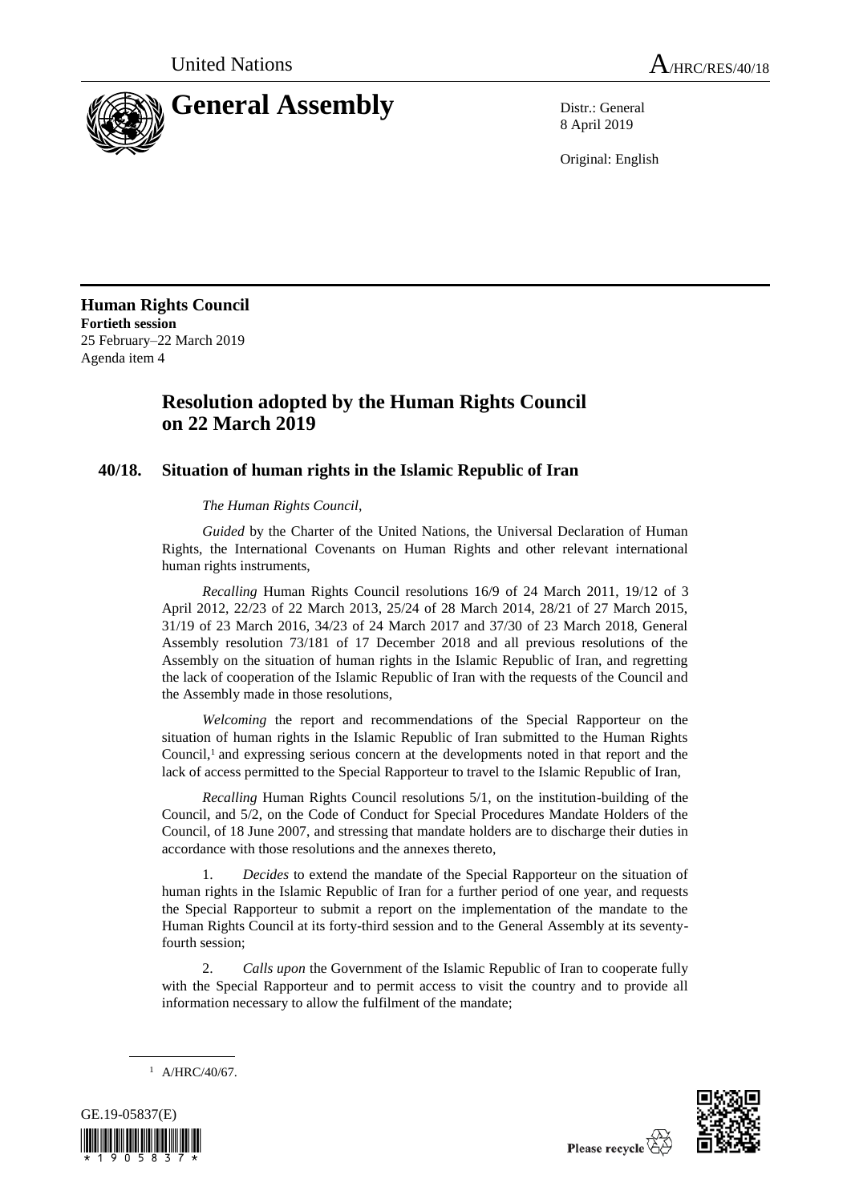United Nations A/HRC/RES/40/18

# General Assembly

Distr.: General
8 April 2019

Original: English

**Human Rights Council**
**Fortieth session**
25 February–22 March 2019
Agenda item 4

## Resolution adopted by the Human Rights Council on 22 March 2019

### 40/18. Situation of human rights in the Islamic Republic of Iran

*The Human Rights Council*,

*Guided* by the Charter of the United Nations, the Universal Declaration of Human Rights, the International Covenants on Human Rights and other relevant international human rights instruments,

*Recalling* Human Rights Council resolutions 16/9 of 24 March 2011, 19/12 of 3 April 2012, 22/23 of 22 March 2013, 25/24 of 28 March 2014, 28/21 of 27 March 2015, 31/19 of 23 March 2016, 34/23 of 24 March 2017 and 37/30 of 23 March 2018, General Assembly resolution 73/181 of 17 December 2018 and all previous resolutions of the Assembly on the situation of human rights in the Islamic Republic of Iran, and regretting the lack of cooperation of the Islamic Republic of Iran with the requests of the Council and the Assembly made in those resolutions,

*Welcoming* the report and recommendations of the Special Rapporteur on the situation of human rights in the Islamic Republic of Iran submitted to the Human Rights Council,[1] and expressing serious concern at the developments noted in that report and the lack of access permitted to the Special Rapporteur to travel to the Islamic Republic of Iran,

*Recalling* Human Rights Council resolutions 5/1, on the institution-building of the Council, and 5/2, on the Code of Conduct for Special Procedures Mandate Holders of the Council, of 18 June 2007, and stressing that mandate holders are to discharge their duties in accordance with those resolutions and the annexes thereto,

1. *Decides* to extend the mandate of the Special Rapporteur on the situation of human rights in the Islamic Republic of Iran for a further period of one year, and requests the Special Rapporteur to submit a report on the implementation of the mandate to the Human Rights Council at its forty-third session and to the General Assembly at its seventy-fourth session;

2. *Calls upon* the Government of the Islamic Republic of Iran to cooperate fully with the Special Rapporteur and to permit access to visit the country and to provide all information necessary to allow the fulfilment of the mandate;

[1] A/HRC/40/67.

GE.19-05837(E)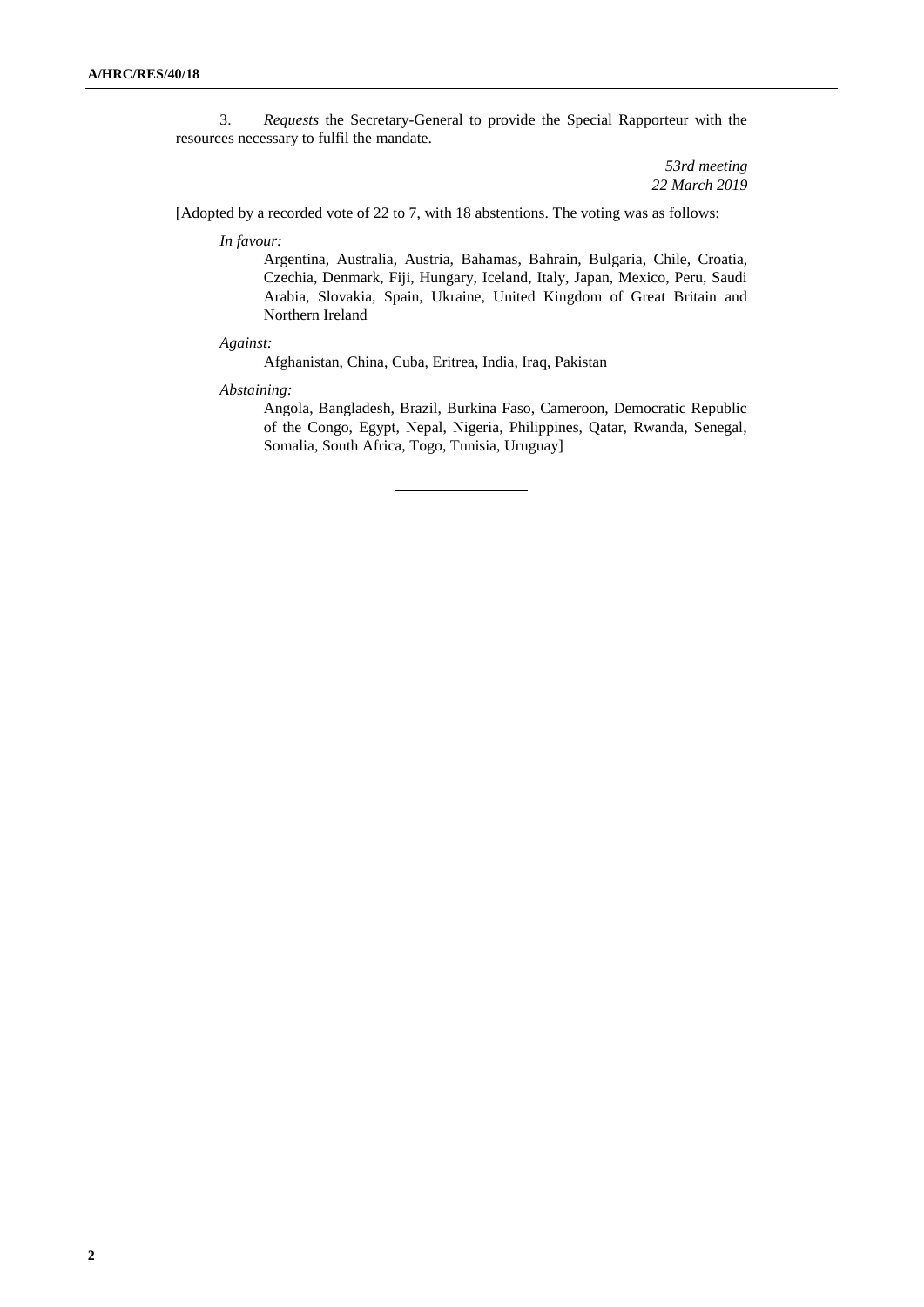3. *Requests* the Secretary-General to provide the Special Rapporteur with the resources necessary to fulfil the mandate.

*53rd meeting*
*22 March 2019*

[Adopted by a recorded vote of 22 to 7, with 18 abstentions. The voting was as follows:

*In favour:*

Argentina, Australia, Austria, Bahamas, Bahrain, Bulgaria, Chile, Croatia, Czechia, Denmark, Fiji, Hungary, Iceland, Italy, Japan, Mexico, Peru, Saudi Arabia, Slovakia, Spain, Ukraine, United Kingdom of Great Britain and Northern Ireland

*Against:*

Afghanistan, China, Cuba, Eritrea, India, Iraq, Pakistan

*Abstaining:*

Angola, Bangladesh, Brazil, Burkina Faso, Cameroon, Democratic Republic of the Congo, Egypt, Nepal, Nigeria, Philippines, Qatar, Rwanda, Senegal, Somalia, South Africa, Togo, Tunisia, Uruguay]